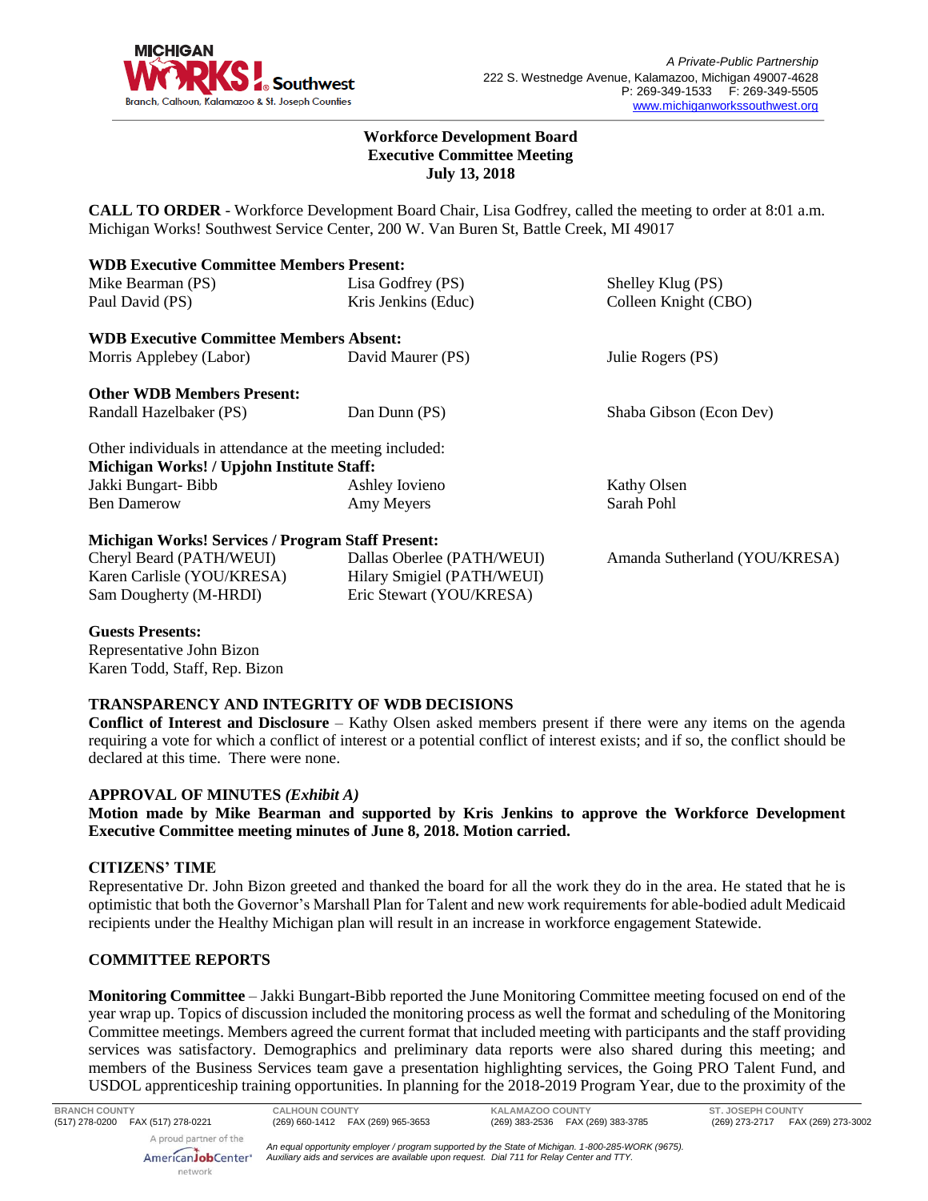A Private-Public Partnership
222 S. Westnedge Avenue, Kalamazoo, Michigan 49007-4628
P: 269-349-1533 F: 269-349-5505
www.michiganworkssouthwest.org

**Workforce Development Board**
**Executive Committee Meeting**
**July 13, 2018**

**CALL TO ORDER** - Workforce Development Board Chair, Lisa Godfrey, called the meeting to order at 8:01 a.m. Michigan Works! Southwest Service Center, 200 W. Van Buren St, Battle Creek, MI 49017

**WDB Executive Committee Members Present:**

| | | |
|---|---|---|
| Mike Bearman (PS) | Lisa Godfrey (PS) | Shelley Klug (PS) |
| Paul David (PS) | Kris Jenkins (Educ) | Colleen Knight (CBO) |

**WDB Executive Committee Members Absent:**

| | | |
|---|---|---|
| Morris Applebey (Labor) | David Maurer (PS) | Julie Rogers (PS) |

**Other WDB Members Present:**

| | | |
|---|---|---|
| Randall Hazelbaker (PS) | Dan Dunn (PS) | Shaba Gibson (Econ Dev) |

Other individuals in attendance at the meeting included:

**Michigan Works! / Upjohn Institute Staff:**

| | | |
|---|---|---|
| Jakki Bungart- Bibb | Ashley Iovieno | Kathy Olsen |
| Ben Damerow | Amy Meyers | Sarah Pohl |

**Michigan Works! Services / Program Staff Present:**

| | | |
|---|---|---|
| Cheryl Beard (PATH/WEUI) | Dallas Oberlee (PATH/WEUI) | Amanda Sutherland (YOU/KRESA) |
| Karen Carlisle (YOU/KRESA) | Hilary Smigiel (PATH/WEUI) | |
| Sam Dougherty (M-HRDI) | Eric Stewart (YOU/KRESA) | |

**Guests Presents:**
Representative John Bizon
Karen Todd, Staff, Rep. Bizon

**TRANSPARENCY AND INTEGRITY OF WDB DECISIONS**

**Conflict of Interest and Disclosure** – Kathy Olsen asked members present if there were any items on the agenda requiring a vote for which a conflict of interest or a potential conflict of interest exists; and if so, the conflict should be declared at this time. There were none.

**APPROVAL OF MINUTES *(Exhibit A)***

**Motion made by Mike Bearman and supported by Kris Jenkins to approve the Workforce Development Executive Committee meeting minutes of June 8, 2018. Motion carried.**

**CITIZENS' TIME**

Representative Dr. John Bizon greeted and thanked the board for all the work they do in the area. He stated that he is optimistic that both the Governor's Marshall Plan for Talent and new work requirements for able-bodied adult Medicaid recipients under the Healthy Michigan plan will result in an increase in workforce engagement Statewide.

**COMMITTEE REPORTS**

**Monitoring Committee** – Jakki Bungart-Bibb reported the June Monitoring Committee meeting focused on end of the year wrap up. Topics of discussion included the monitoring process as well the format and scheduling of the Monitoring Committee meetings. Members agreed the current format that included meeting with participants and the staff providing services was satisfactory. Demographics and preliminary data reports were also shared during this meeting; and members of the Business Services team gave a presentation highlighting services, the Going PRO Talent Fund, and USDOL apprenticeship training opportunities. In planning for the 2018-2019 Program Year, due to the proximity of the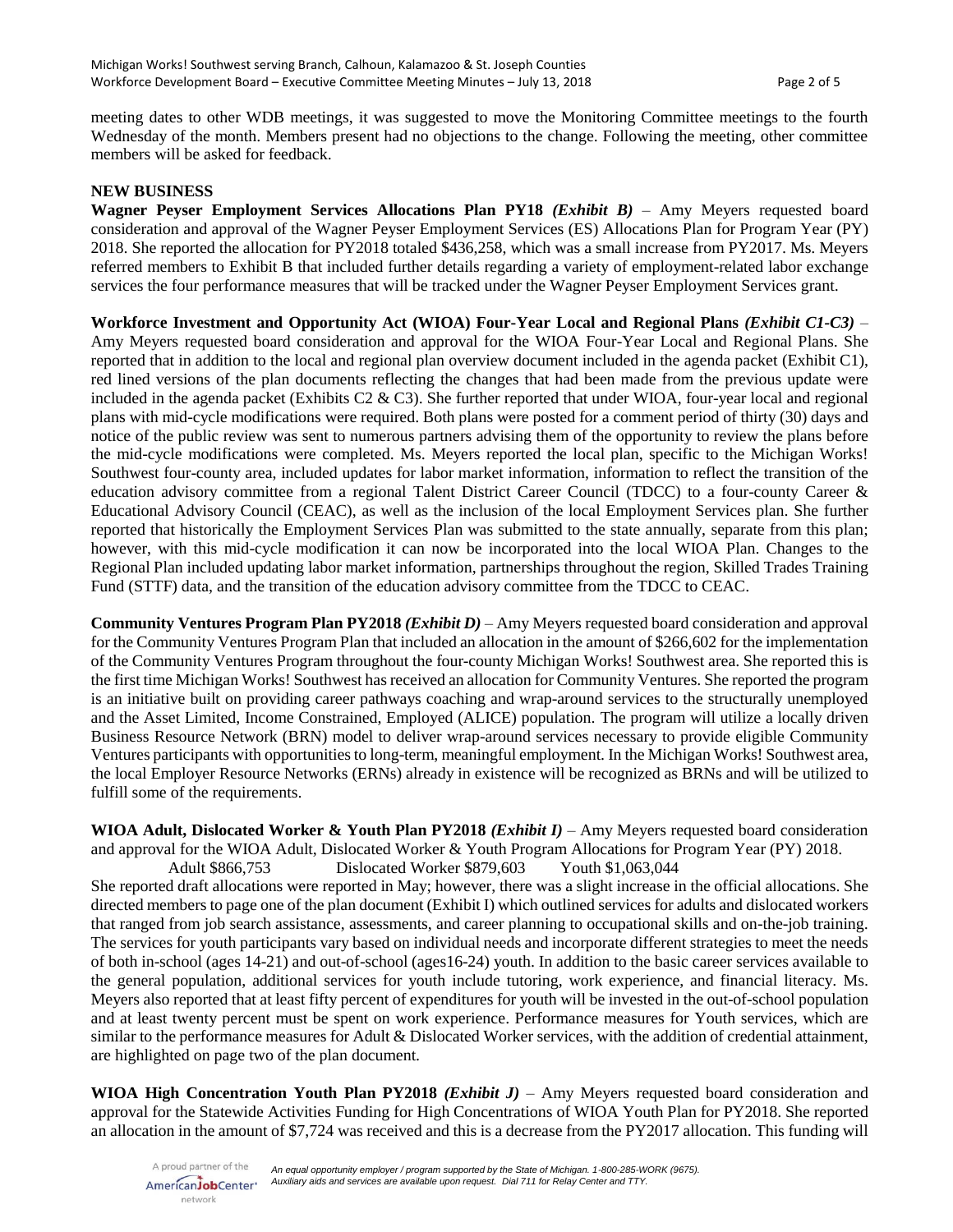meeting dates to other WDB meetings, it was suggested to move the Monitoring Committee meetings to the fourth Wednesday of the month. Members present had no objections to the change. Following the meeting, other committee members will be asked for feedback.

**NEW BUSINESS**

**Wagner Peyser Employment Services Allocations Plan PY18** ***(Exhibit B)*** – Amy Meyers requested board consideration and approval of the Wagner Peyser Employment Services (ES) Allocations Plan for Program Year (PY) 2018. She reported the allocation for PY2018 totaled $436,258, which was a small increase from PY2017. Ms. Meyers referred members to Exhibit B that included further details regarding a variety of employment-related labor exchange services the four performance measures that will be tracked under the Wagner Peyser Employment Services grant.

**Workforce Investment and Opportunity Act (WIOA) Four-Year Local and Regional Plans** ***(Exhibit C1-C3)*** – Amy Meyers requested board consideration and approval for the WIOA Four-Year Local and Regional Plans. She reported that in addition to the local and regional plan overview document included in the agenda packet (Exhibit C1), red lined versions of the plan documents reflecting the changes that had been made from the previous update were included in the agenda packet (Exhibits C2 & C3). She further reported that under WIOA, four-year local and regional plans with mid-cycle modifications were required. Both plans were posted for a comment period of thirty (30) days and notice of the public review was sent to numerous partners advising them of the opportunity to review the plans before the mid-cycle modifications were completed. Ms. Meyers reported the local plan, specific to the Michigan Works! Southwest four-county area, included updates for labor market information, information to reflect the transition of the education advisory committee from a regional Talent District Career Council (TDCC) to a four-county Career & Educational Advisory Council (CEAC), as well as the inclusion of the local Employment Services plan. She further reported that historically the Employment Services Plan was submitted to the state annually, separate from this plan; however, with this mid-cycle modification it can now be incorporated into the local WIOA Plan. Changes to the Regional Plan included updating labor market information, partnerships throughout the region, Skilled Trades Training Fund (STTF) data, and the transition of the education advisory committee from the TDCC to CEAC.

**Community Ventures Program Plan PY2018** ***(Exhibit D)*** – Amy Meyers requested board consideration and approval for the Community Ventures Program Plan that included an allocation in the amount of $266,602 for the implementation of the Community Ventures Program throughout the four-county Michigan Works! Southwest area. She reported this is the first time Michigan Works! Southwest has received an allocation for Community Ventures. She reported the program is an initiative built on providing career pathways coaching and wrap-around services to the structurally unemployed and the Asset Limited, Income Constrained, Employed (ALICE) population. The program will utilize a locally driven Business Resource Network (BRN) model to deliver wrap-around services necessary to provide eligible Community Ventures participants with opportunities to long-term, meaningful employment. In the Michigan Works! Southwest area, the local Employer Resource Networks (ERNs) already in existence will be recognized as BRNs and will be utilized to fulfill some of the requirements.

**WIOA Adult, Dislocated Worker & Youth Plan PY2018** ***(Exhibit I)*** – Amy Meyers requested board consideration and approval for the WIOA Adult, Dislocated Worker & Youth Program Allocations for Program Year (PY) 2018.

Adult $866,753 Dislocated Worker $879,603 Youth $1,063,044

She reported draft allocations were reported in May; however, there was a slight increase in the official allocations. She directed members to page one of the plan document (Exhibit I) which outlined services for adults and dislocated workers that ranged from job search assistance, assessments, and career planning to occupational skills and on-the-job training. The services for youth participants vary based on individual needs and incorporate different strategies to meet the needs of both in-school (ages 14-21) and out-of-school (ages16-24) youth. In addition to the basic career services available to the general population, additional services for youth include tutoring, work experience, and financial literacy. Ms. Meyers also reported that at least fifty percent of expenditures for youth will be invested in the out-of-school population and at least twenty percent must be spent on work experience. Performance measures for Youth services, which are similar to the performance measures for Adult & Dislocated Worker services, with the addition of credential attainment, are highlighted on page two of the plan document.

**WIOA High Concentration Youth Plan PY2018** ***(Exhibit J)*** – Amy Meyers requested board consideration and approval for the Statewide Activities Funding for High Concentrations of WIOA Youth Plan for PY2018. She reported an allocation in the amount of $7,724 was received and this is a decrease from the PY2017 allocation. This funding will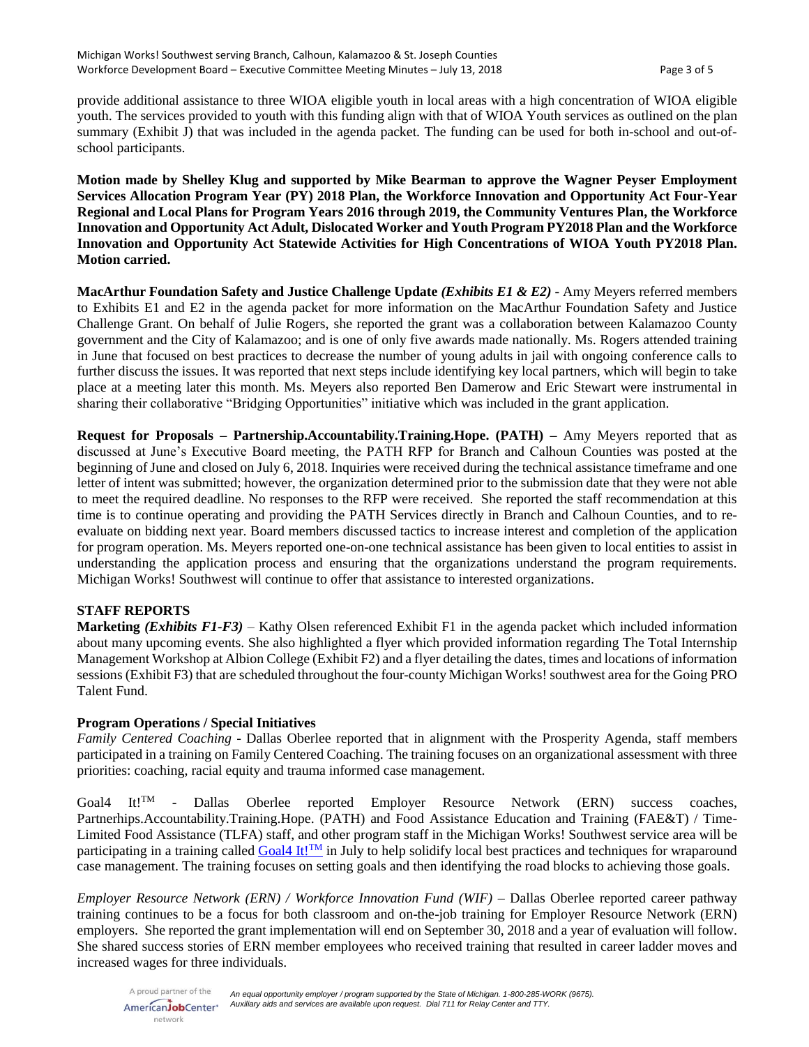provide additional assistance to three WIOA eligible youth in local areas with a high concentration of WIOA eligible youth. The services provided to youth with this funding align with that of WIOA Youth services as outlined on the plan summary (Exhibit J) that was included in the agenda packet. The funding can be used for both in-school and out-of-school participants.

**Motion made by Shelley Klug and supported by Mike Bearman to approve the Wagner Peyser Employment Services Allocation Program Year (PY) 2018 Plan, the Workforce Innovation and Opportunity Act Four-Year Regional and Local Plans for Program Years 2016 through 2019, the Community Ventures Plan, the Workforce Innovation and Opportunity Act Adult, Dislocated Worker and Youth Program PY2018 Plan and the Workforce Innovation and Opportunity Act Statewide Activities for High Concentrations of WIOA Youth PY2018 Plan. Motion carried.**

**MacArthur Foundation Safety and Justice Challenge Update *(Exhibits E1 & E2)* -** Amy Meyers referred members to Exhibits E1 and E2 in the agenda packet for more information on the MacArthur Foundation Safety and Justice Challenge Grant. On behalf of Julie Rogers, she reported the grant was a collaboration between Kalamazoo County government and the City of Kalamazoo; and is one of only five awards made nationally. Ms. Rogers attended training in June that focused on best practices to decrease the number of young adults in jail with ongoing conference calls to further discuss the issues. It was reported that next steps include identifying key local partners, which will begin to take place at a meeting later this month. Ms. Meyers also reported Ben Damerow and Eric Stewart were instrumental in sharing their collaborative "Bridging Opportunities" initiative which was included in the grant application.

**Request for Proposals – Partnership.Accountability.Training.Hope. (PATH) –** Amy Meyers reported that as discussed at June's Executive Board meeting, the PATH RFP for Branch and Calhoun Counties was posted at the beginning of June and closed on July 6, 2018. Inquiries were received during the technical assistance timeframe and one letter of intent was submitted; however, the organization determined prior to the submission date that they were not able to meet the required deadline. No responses to the RFP were received. She reported the staff recommendation at this time is to continue operating and providing the PATH Services directly in Branch and Calhoun Counties, and to re-evaluate on bidding next year. Board members discussed tactics to increase interest and completion of the application for program operation. Ms. Meyers reported one-on-one technical assistance has been given to local entities to assist in understanding the application process and ensuring that the organizations understand the program requirements. Michigan Works! Southwest will continue to offer that assistance to interested organizations.

## STAFF REPORTS

**Marketing *(Exhibits F1-F3)*** – Kathy Olsen referenced Exhibit F1 in the agenda packet which included information about many upcoming events. She also highlighted a flyer which provided information regarding The Total Internship Management Workshop at Albion College (Exhibit F2) and a flyer detailing the dates, times and locations of information sessions (Exhibit F3) that are scheduled throughout the four-county Michigan Works! southwest area for the Going PRO Talent Fund.

### Program Operations / Special Initiatives

*Family Centered Coaching* - Dallas Oberlee reported that in alignment with the Prosperity Agenda, staff members participated in a training on Family Centered Coaching. The training focuses on an organizational assessment with three priorities: coaching, racial equity and trauma informed case management.

Goal4 It!™ - Dallas Oberlee reported Employer Resource Network (ERN) success coaches, Partnerhips.Accountability.Training.Hope. (PATH) and Food Assistance Education and Training (FAE&T) / Time-Limited Food Assistance (TLFA) staff, and other program staff in the Michigan Works! Southwest service area will be participating in a training called Goal4 It!™ in July to help solidify local best practices and techniques for wraparound case management. The training focuses on setting goals and then identifying the road blocks to achieving those goals.

*Employer Resource Network (ERN) / Workforce Innovation Fund (WIF)* – Dallas Oberlee reported career pathway training continues to be a focus for both classroom and on-the-job training for Employer Resource Network (ERN) employers. She reported the grant implementation will end on September 30, 2018 and a year of evaluation will follow. She shared success stories of ERN member employees who received training that resulted in career ladder moves and increased wages for three individuals.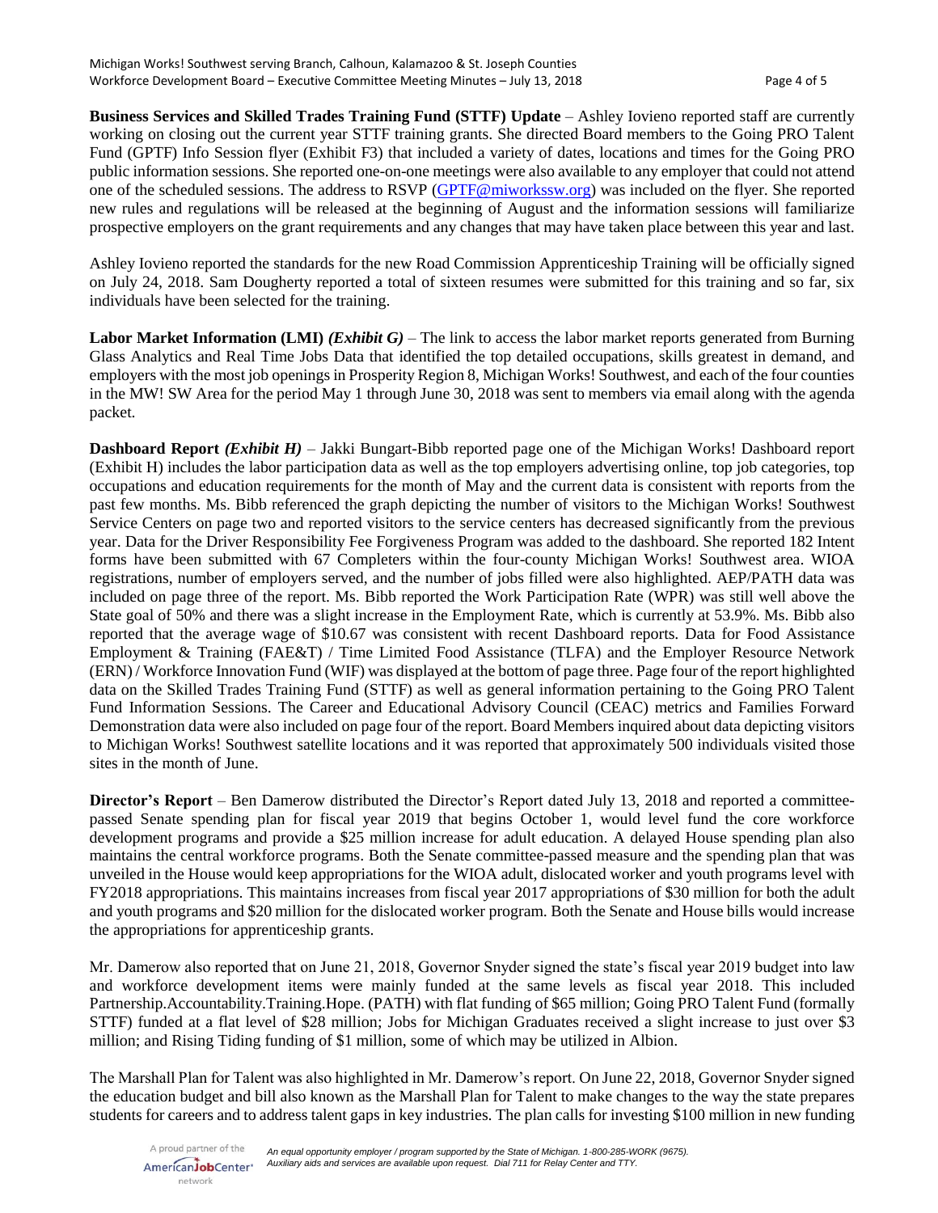**Business Services and Skilled Trades Training Fund (STTF) Update** – Ashley Iovieno reported staff are currently working on closing out the current year STTF training grants. She directed Board members to the Going PRO Talent Fund (GPTF) Info Session flyer (Exhibit F3) that included a variety of dates, locations and times for the Going PRO public information sessions. She reported one-on-one meetings were also available to any employer that could not attend one of the scheduled sessions. The address to RSVP (GPTF@miworkssw.org) was included on the flyer. She reported new rules and regulations will be released at the beginning of August and the information sessions will familiarize prospective employers on the grant requirements and any changes that may have taken place between this year and last.

Ashley Iovieno reported the standards for the new Road Commission Apprenticeship Training will be officially signed on July 24, 2018. Sam Dougherty reported a total of sixteen resumes were submitted for this training and so far, six individuals have been selected for the training.

**Labor Market Information (LMI)** ***(Exhibit G)*** – The link to access the labor market reports generated from Burning Glass Analytics and Real Time Jobs Data that identified the top detailed occupations, skills greatest in demand, and employers with the most job openings in Prosperity Region 8, Michigan Works! Southwest, and each of the four counties in the MW! SW Area for the period May 1 through June 30, 2018 was sent to members via email along with the agenda packet.

**Dashboard Report** ***(Exhibit H)*** – Jakki Bungart-Bibb reported page one of the Michigan Works! Dashboard report (Exhibit H) includes the labor participation data as well as the top employers advertising online, top job categories, top occupations and education requirements for the month of May and the current data is consistent with reports from the past few months. Ms. Bibb referenced the graph depicting the number of visitors to the Michigan Works! Southwest Service Centers on page two and reported visitors to the service centers has decreased significantly from the previous year. Data for the Driver Responsibility Fee Forgiveness Program was added to the dashboard. She reported 182 Intent forms have been submitted with 67 Completers within the four-county Michigan Works! Southwest area. WIOA registrations, number of employers served, and the number of jobs filled were also highlighted. AEP/PATH data was included on page three of the report. Ms. Bibb reported the Work Participation Rate (WPR) was still well above the State goal of 50% and there was a slight increase in the Employment Rate, which is currently at 53.9%. Ms. Bibb also reported that the average wage of $10.67 was consistent with recent Dashboard reports. Data for Food Assistance Employment & Training (FAE&T) / Time Limited Food Assistance (TLFA) and the Employer Resource Network (ERN) / Workforce Innovation Fund (WIF) was displayed at the bottom of page three. Page four of the report highlighted data on the Skilled Trades Training Fund (STTF) as well as general information pertaining to the Going PRO Talent Fund Information Sessions. The Career and Educational Advisory Council (CEAC) metrics and Families Forward Demonstration data were also included on page four of the report. Board Members inquired about data depicting visitors to Michigan Works! Southwest satellite locations and it was reported that approximately 500 individuals visited those sites in the month of June.

**Director's Report** – Ben Damerow distributed the Director's Report dated July 13, 2018 and reported a committee-passed Senate spending plan for fiscal year 2019 that begins October 1, would level fund the core workforce development programs and provide a $25 million increase for adult education. A delayed House spending plan also maintains the central workforce programs. Both the Senate committee-passed measure and the spending plan that was unveiled in the House would keep appropriations for the WIOA adult, dislocated worker and youth programs level with FY2018 appropriations. This maintains increases from fiscal year 2017 appropriations of $30 million for both the adult and youth programs and $20 million for the dislocated worker program. Both the Senate and House bills would increase the appropriations for apprenticeship grants.

Mr. Damerow also reported that on June 21, 2018, Governor Snyder signed the state's fiscal year 2019 budget into law and workforce development items were mainly funded at the same levels as fiscal year 2018. This included Partnership.Accountability.Training.Hope. (PATH) with flat funding of $65 million; Going PRO Talent Fund (formally STTF) funded at a flat level of $28 million; Jobs for Michigan Graduates received a slight increase to just over $3 million; and Rising Tiding funding of $1 million, some of which may be utilized in Albion.

The Marshall Plan for Talent was also highlighted in Mr. Damerow's report. On June 22, 2018, Governor Snyder signed the education budget and bill also known as the Marshall Plan for Talent to make changes to the way the state prepares students for careers and to address talent gaps in key industries. The plan calls for investing $100 million in new funding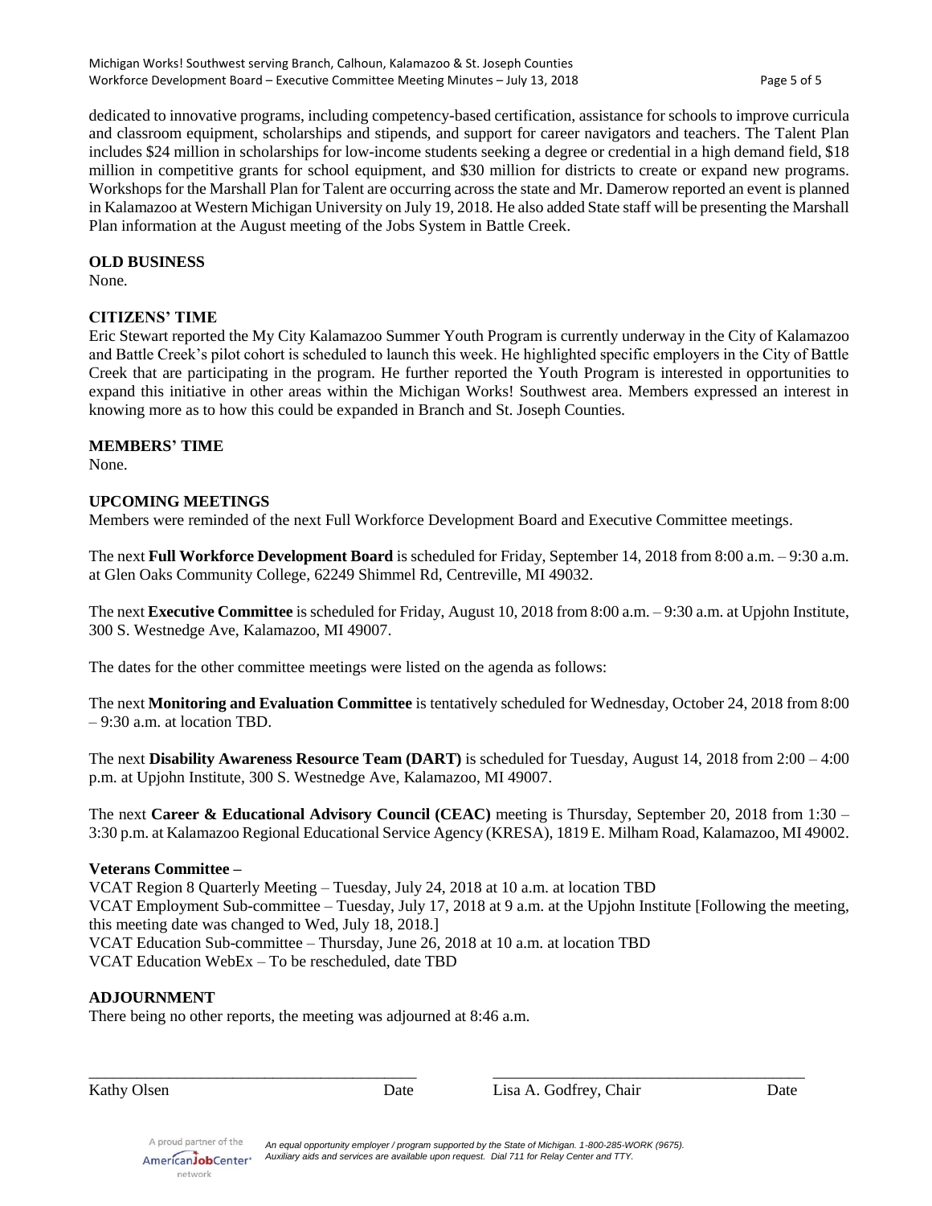dedicated to innovative programs, including competency-based certification, assistance for schools to improve curricula and classroom equipment, scholarships and stipends, and support for career navigators and teachers. The Talent Plan includes $24 million in scholarships for low-income students seeking a degree or credential in a high demand field, $18 million in competitive grants for school equipment, and $30 million for districts to create or expand new programs. Workshops for the Marshall Plan for Talent are occurring across the state and Mr. Damerow reported an event is planned in Kalamazoo at Western Michigan University on July 19, 2018. He also added State staff will be presenting the Marshall Plan information at the August meeting of the Jobs System in Battle Creek.

**OLD BUSINESS**

None.

**CITIZENS' TIME**

Eric Stewart reported the My City Kalamazoo Summer Youth Program is currently underway in the City of Kalamazoo and Battle Creek's pilot cohort is scheduled to launch this week. He highlighted specific employers in the City of Battle Creek that are participating in the program. He further reported the Youth Program is interested in opportunities to expand this initiative in other areas within the Michigan Works! Southwest area. Members expressed an interest in knowing more as to how this could be expanded in Branch and St. Joseph Counties.

**MEMBERS' TIME**

None.

**UPCOMING MEETINGS**

Members were reminded of the next Full Workforce Development Board and Executive Committee meetings.

The next **Full Workforce Development Board** is scheduled for Friday, September 14, 2018 from 8:00 a.m. – 9:30 a.m. at Glen Oaks Community College, 62249 Shimmel Rd, Centreville, MI 49032.

The next **Executive Committee** is scheduled for Friday, August 10, 2018 from 8:00 a.m. – 9:30 a.m. at Upjohn Institute, 300 S. Westnedge Ave, Kalamazoo, MI 49007.

The dates for the other committee meetings were listed on the agenda as follows:

The next **Monitoring and Evaluation Committee** is tentatively scheduled for Wednesday, October 24, 2018 from 8:00 – 9:30 a.m. at location TBD.

The next **Disability Awareness Resource Team (DART)** is scheduled for Tuesday, August 14, 2018 from 2:00 – 4:00 p.m. at Upjohn Institute, 300 S. Westnedge Ave, Kalamazoo, MI 49007.

The next **Career & Educational Advisory Council (CEAC)** meeting is Thursday, September 20, 2018 from 1:30 – 3:30 p.m. at Kalamazoo Regional Educational Service Agency (KRESA), 1819 E. Milham Road, Kalamazoo, MI 49002.

**Veterans Committee –**

VCAT Region 8 Quarterly Meeting – Tuesday, July 24, 2018 at 10 a.m. at location TBD
VCAT Employment Sub-committee – Tuesday, July 17, 2018 at 9 a.m. at the Upjohn Institute [Following the meeting, this meeting date was changed to Wed, July 18, 2018.]
VCAT Education Sub-committee – Thursday, June 26, 2018 at 10 a.m. at location TBD
VCAT Education WebEx – To be rescheduled, date TBD

**ADJOURNMENT**

There being no other reports, the meeting was adjourned at 8:46 a.m.

_____________________________________________ Kathy Olsen Date

_____________________________________________ Lisa A. Godfrey, Chair Date

A proud partner of the AmericanJobCenter network

*An equal opportunity employer / program supported by the State of Michigan. 1-800-285-WORK (9675). Auxiliary aids and services are available upon request. Dial 711 for Relay Center and TTY.*